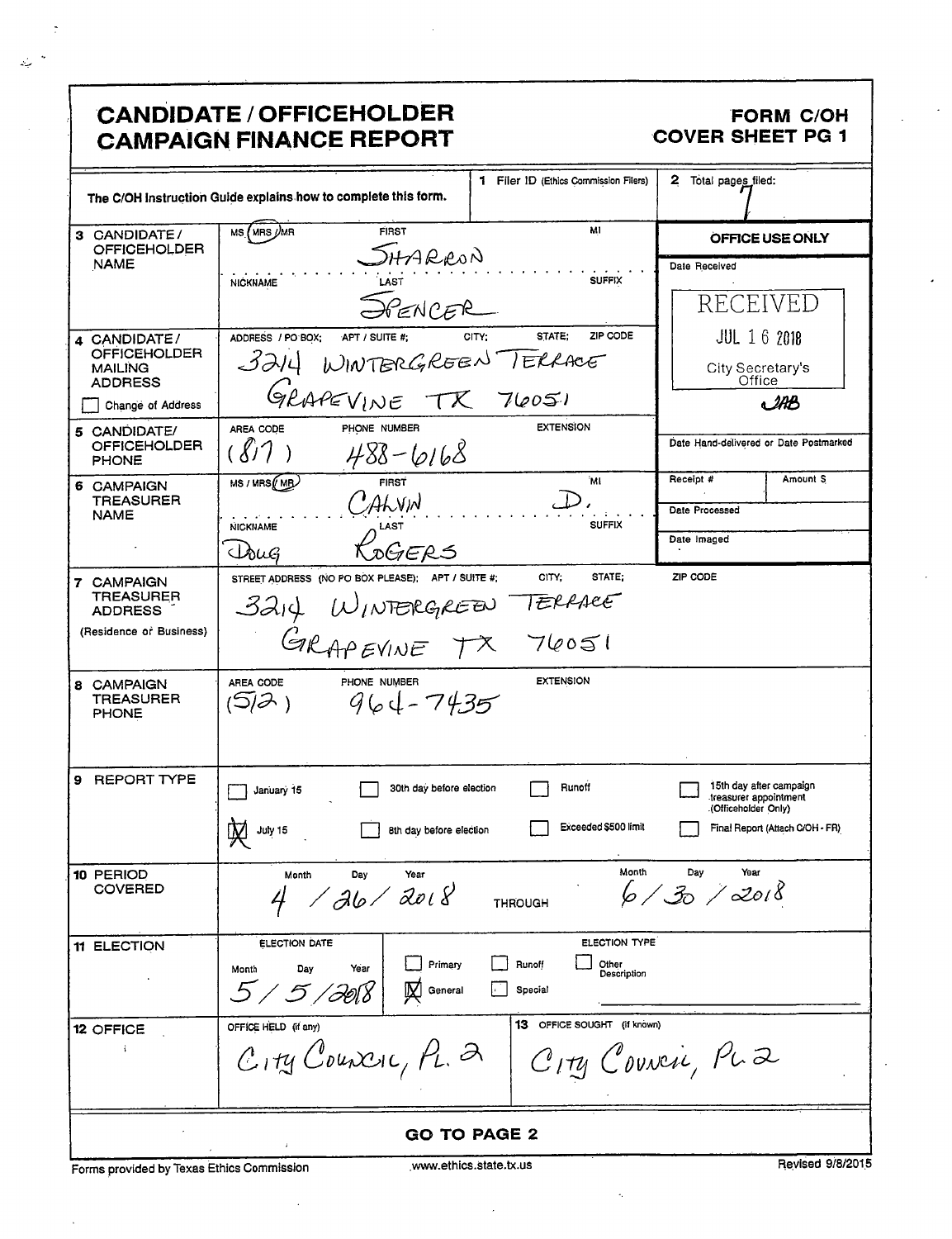# CANDIDATE / OFFICEHOLDER CAMPAIGN FINANCE REPORT

**FORM C/OH**
**COVER SHEET PG 1**

The C/OH Instruction Guide explains how to complete this form.

**1** Filer ID (Ethics Commission Filers):

**2** Total pages filed: 7

**OFFICE USE ONLY**

Date Received: RECEIVED JUL 16 2018 City Secretary's Office JAB

Date Hand-delivered or Date Postmarked:

Receipt #: | Amount $:

Date Processed:

Date Imaged:

**3 CANDIDATE / OFFICEHOLDER NAME**

MS / (MRS) / MR — FIRST: SHARRON — MI:

NICKNAME: — LAST: SPENCER — SUFFIX:

**4 CANDIDATE / OFFICEHOLDER MAILING ADDRESS**

ADDRESS / PO BOX; APT / SUITE #; CITY; STATE; ZIP CODE

3214 WINTERGREEN TERRACE
GRAPEVINE TX 76051

☐ Change of Address

**5 CANDIDATE / OFFICEHOLDER PHONE**

AREA CODE: (817) PHONE NUMBER: 488-6168 EXTENSION:

**6 CAMPAIGN TREASURER NAME**

MS / MRS / (MR) — FIRST: CALVIN — MI: D.

NICKNAME: DOUG — LAST: ROGERS — SUFFIX:

**7 CAMPAIGN TREASURER ADDRESS** (Residence or Business)

STREET ADDRESS (NO PO BOX PLEASE); APT / SUITE #; CITY; STATE; ZIP CODE

3214 WINTERGREEN TERRACE
GRAPEVINE TX 76051

**8 CAMPAIGN TREASURER PHONE**

AREA CODE: (512) PHONE NUMBER: 964-7435 EXTENSION:

**9 REPORT TYPE**

- ☐ January 15
- ☒ July 15
- ☐ 30th day before election
- ☐ 8th day before election
- ☐ Runoff
- ☐ Exceeded $500 limit
- ☐ 15th day after campaign treasurer appointment (Officeholder Only)
- ☐ Final Report (Attach C/OH - FR)

**10 PERIOD COVERED**

Month / Day / Year: 4 / 26 / 2018 THROUGH Month / Day / Year: 6 / 30 / 2018

**11 ELECTION**

ELECTION DATE (Month / Day / Year): 5 / 5 / 2018

ELECTION TYPE:
- ☐ Primary
- ☒ General
- ☐ Runoff
- ☐ Special
- ☐ Other Description

**12 OFFICE**

OFFICE HELD (if any): City Council, Pl. 2

**13** OFFICE SOUGHT (if known): City Council, Pl 2

**GO TO PAGE 2**

Forms provided by Texas Ethics Commission — www.ethics.state.tx.us — Revised 9/8/2015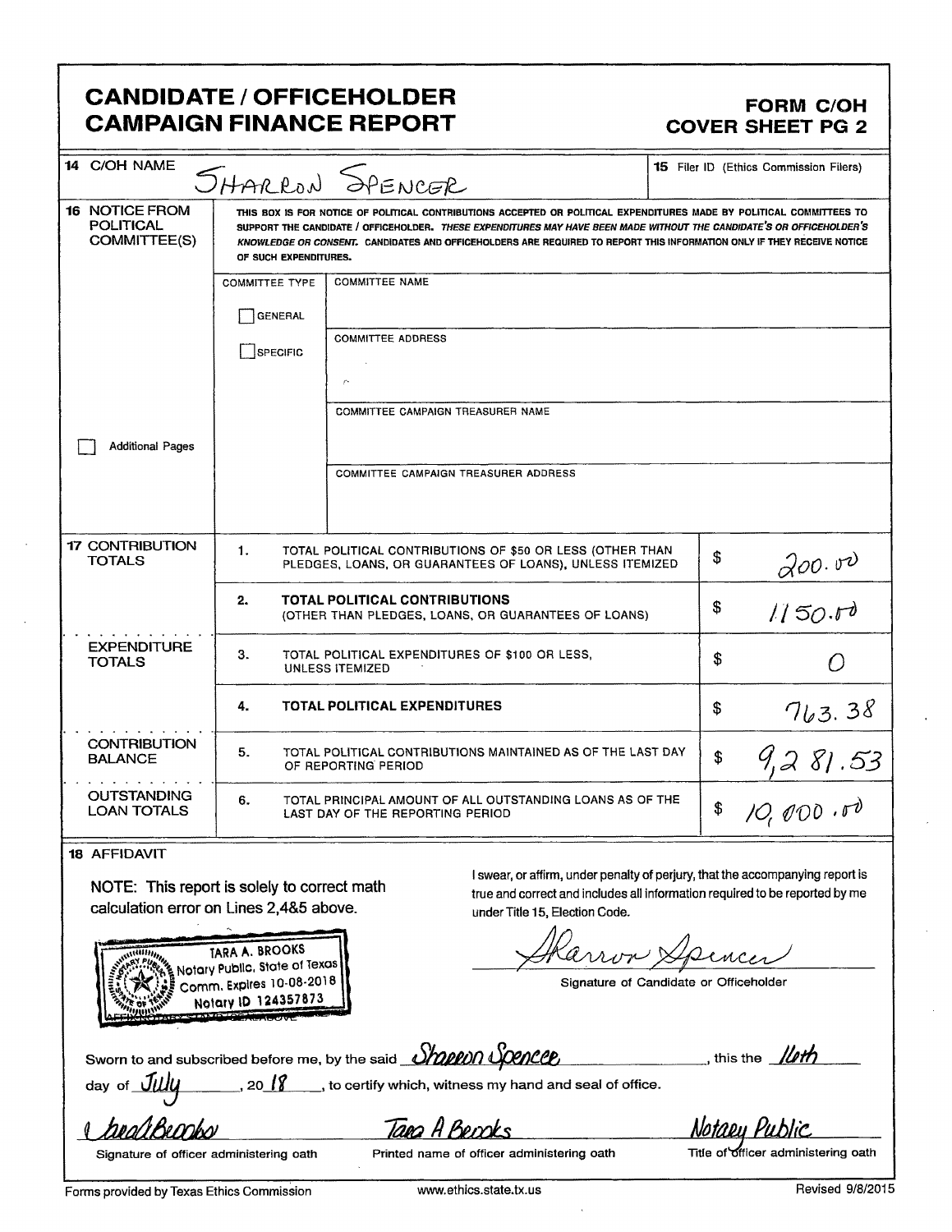# CANDIDATE / OFFICEHOLDER CAMPAIGN FINANCE REPORT

**FORM C/OH COVER SHEET PG 2**

| | | |
|---|---|---|
| **14** C/OH NAME | SHARRON SPENCER | **15** Filer ID (Ethics Commission Filers) |

**16 NOTICE FROM POLITICAL COMMITTEE(S)**

THIS BOX IS FOR NOTICE OF POLITICAL CONTRIBUTIONS ACCEPTED OR POLITICAL EXPENDITURES MADE BY POLITICAL COMMITTEES TO SUPPORT THE CANDIDATE / OFFICEHOLDER. *THESE EXPENDITURES MAY HAVE BEEN MADE WITHOUT THE CANDIDATE'S OR OFFICEHOLDER'S KNOWLEDGE OR CONSENT.* CANDIDATES AND OFFICEHOLDERS ARE REQUIRED TO REPORT THIS INFORMATION ONLY IF THEY RECEIVE NOTICE OF SUCH EXPENDITURES.

| COMMITTEE TYPE | |
|---|---|
| ☐ GENERAL | COMMITTEE NAME: |
| ☐ SPECIFIC | COMMITTEE ADDRESS: |
| | COMMITTEE CAMPAIGN TREASURER NAME: |
| | COMMITTEE CAMPAIGN TREASURER ADDRESS: |

☐ Additional Pages

| | | | |
|---|---|---|---|
| **17** CONTRIBUTION TOTALS | 1. | TOTAL POLITICAL CONTRIBUTIONS OF $50 OR LESS (OTHER THAN PLEDGES, LOANS, OR GUARANTEES OF LOANS), UNLESS ITEMIZED | $ 200.00 |
| | 2. | **TOTAL POLITICAL CONTRIBUTIONS** (OTHER THAN PLEDGES, LOANS, OR GUARANTEES OF LOANS) | $ 1150.00 |
| EXPENDITURE TOTALS | 3. | TOTAL POLITICAL EXPENDITURES OF $100 OR LESS, UNLESS ITEMIZED | $ 0 |
| | 4. | **TOTAL POLITICAL EXPENDITURES** | $ 763.38 |
| CONTRIBUTION BALANCE | 5. | TOTAL POLITICAL CONTRIBUTIONS MAINTAINED AS OF THE LAST DAY OF REPORTING PERIOD | $ 9,281.53 |
| OUTSTANDING LOAN TOTALS | 6. | TOTAL PRINCIPAL AMOUNT OF ALL OUTSTANDING LOANS AS OF THE LAST DAY OF THE REPORTING PERIOD | $ 10,000.00 |

**18 AFFIDAVIT**

NOTE: This report is solely to correct math calculation error on Lines 2,4&5 above.

I swear, or affirm, under penalty of perjury, that the accompanying report is true and correct and includes all information required to be reported by me under Title 15, Election Code.

Sharron Spencer

Signature of Candidate or Officeholder

TARA A. BROOKS
Notary Public, State of Texas
Comm. Expires 10-08-2018
Notary ID 124357873

AFFIX NOTARY STAMP / SEAL ABOVE

Sworn to and subscribed before me, by the said Sharron Spencer, this the 16th day of July, 2018, to certify which, witness my hand and seal of office.

| Tara Brooks | Tara A Brooks | Notary Public |
|---|---|---|
| Signature of officer administering oath | Printed name of officer administering oath | Title of officer administering oath |

Forms provided by Texas Ethics Commission — www.ethics.state.tx.us — Revised 9/8/2015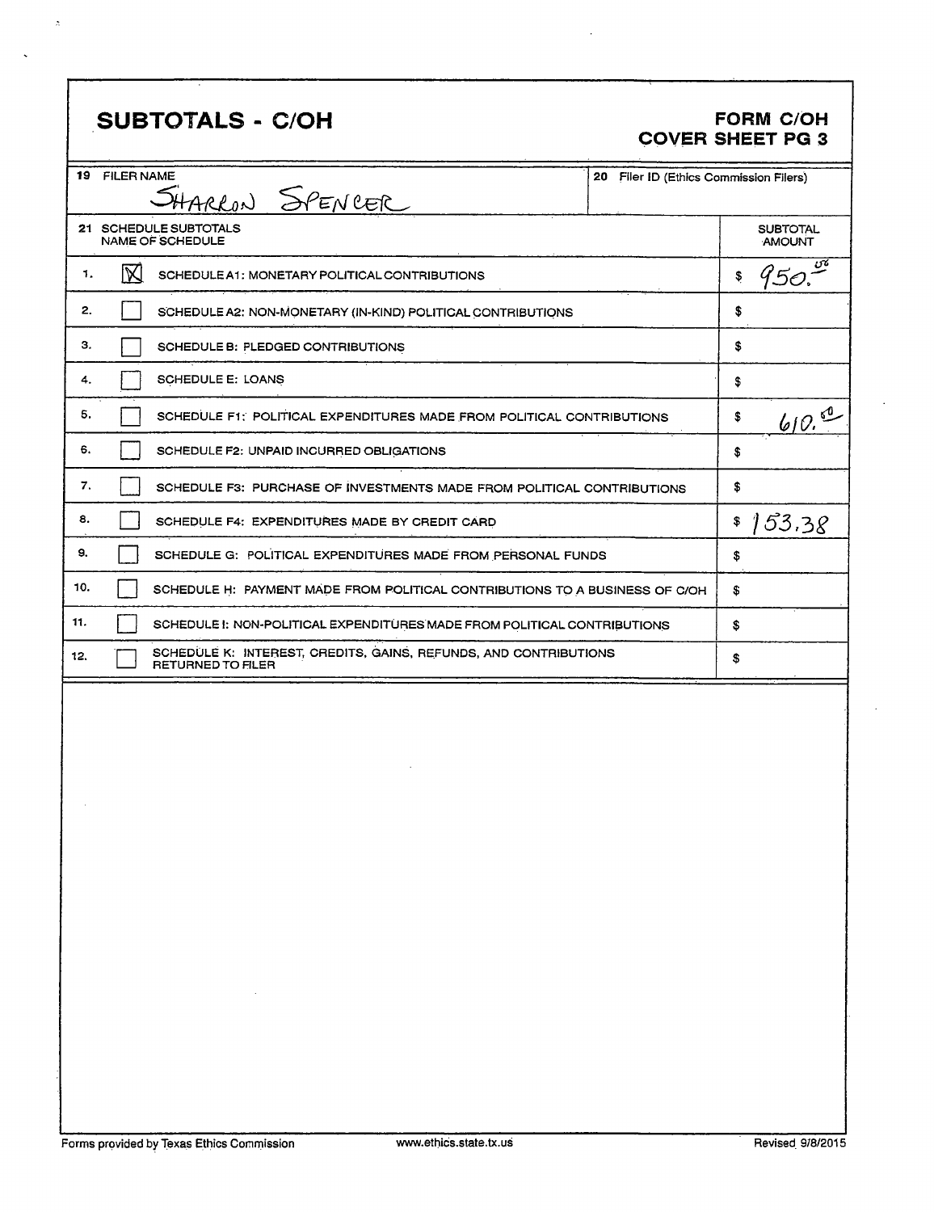## SUBTOTALS - C/OH

**FORM C/OH COVER SHEET PG 3**

| 19 FILER NAME | 20 Filer ID (Ethics Commission Filers) |
|---|---|
| SHARRON SPENCER | |

| 21 SCHEDULE SUBTOTALS NAME OF SCHEDULE | | SUBTOTAL AMOUNT |
|---|---|---|
| 1. | [X] SCHEDULE A1: MONETARY POLITICAL CONTRIBUTIONS | $ 950.00 |
| 2. | [ ] SCHEDULE A2: NON-MONETARY (IN-KIND) POLITICAL CONTRIBUTIONS | $ |
| 3. | [ ] SCHEDULE B: PLEDGED CONTRIBUTIONS | $ |
| 4. | [ ] SCHEDULE E: LOANS | $ |
| 5. | [ ] SCHEDULE F1: POLITICAL EXPENDITURES MADE FROM POLITICAL CONTRIBUTIONS | $ 610.50 |
| 6. | [ ] SCHEDULE F2: UNPAID INCURRED OBLIGATIONS | $ |
| 7. | [ ] SCHEDULE F3: PURCHASE OF INVESTMENTS MADE FROM POLITICAL CONTRIBUTIONS | $ |
| 8. | [ ] SCHEDULE F4: EXPENDITURES MADE BY CREDIT CARD | $ 153.38 |
| 9. | [ ] SCHEDULE G: POLITICAL EXPENDITURES MADE FROM PERSONAL FUNDS | $ |
| 10. | [ ] SCHEDULE H: PAYMENT MADE FROM POLITICAL CONTRIBUTIONS TO A BUSINESS OF C/OH | $ |
| 11. | [ ] SCHEDULE I: NON-POLITICAL EXPENDITURES MADE FROM POLITICAL CONTRIBUTIONS | $ |
| 12. | [ ] SCHEDULE K: INTEREST, CREDITS, GAINS, REFUNDS, AND CONTRIBUTIONS RETURNED TO FILER | $ |

Forms provided by Texas Ethics Commission www.ethics.state.tx.us Revised 9/8/2015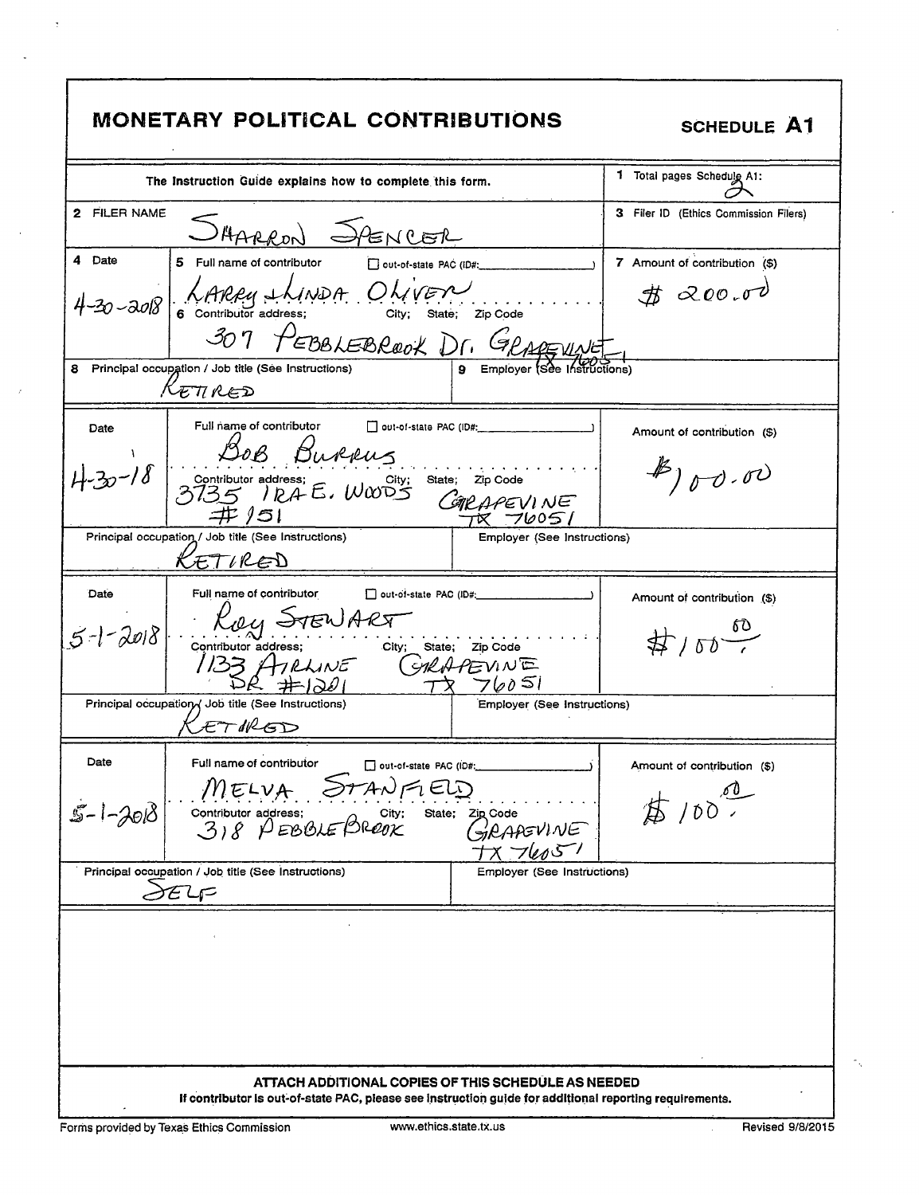# MONETARY POLITICAL CONTRIBUTIONS

**SCHEDULE A1**

The Instruction Guide explains how to complete this form.

1 Total pages Schedule A1: 2

2 FILER NAME: SHARRON SPENCER

3 Filer ID (Ethics Commission Filers):

| 4 Date | 5 Full name of contributor / 6 Contributor address; City; State; Zip Code | 7 Amount of contribution ($) |
|---|---|---|
| 4-30-2018 | LARRY + LINDA OLIVER<br>307 PEBBLEBROOK Dr. GRAPEVINE TX 76051 | $ 200.00 |
| 8 Principal occupation / Job title (See Instructions): RETIRED | 9 Employer (See Instructions): | |
| 4-30-18 | BOB BURRUS<br>3735 IRA E. WOODS #151 GRAPEVINE TX 76051 | $100.00 |
| Principal occupation / Job title (See Instructions): RETIRED | Employer (See Instructions): | |
| 5-1-2018 | ROY STEWART<br>1133 AIRLINE DR #1201 GRAPEVINE TX 76051 | $100.00 |
| Principal occupation / Job title (See Instructions): RETIRED | Employer (See Instructions): | |
| 5-1-2018 | MELVA STANFIELD<br>318 PEBBLEBROOK GRAPEVINE TX 76051 | $100.00 |
| Principal occupation / Job title (See Instructions): SELF | Employer (See Instructions): | |

☐ out-of-state PAC (ID#: )

**ATTACH ADDITIONAL COPIES OF THIS SCHEDULE AS NEEDED**

**If contributor is out-of-state PAC, please see instruction guide for additional reporting requirements.**

Forms provided by Texas Ethics Commission    www.ethics.state.tx.us    Revised 9/8/2015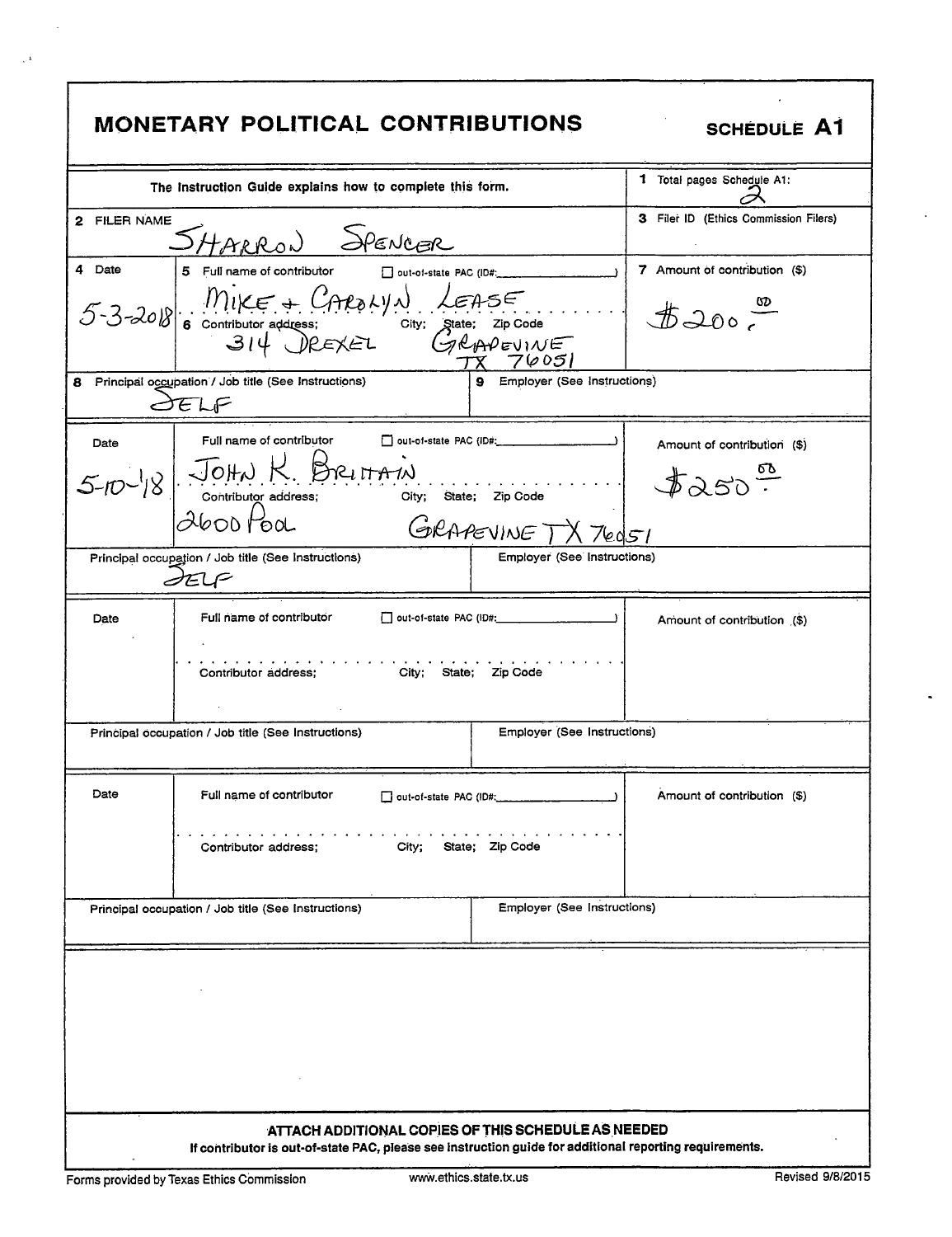# MONETARY POLITICAL CONTRIBUTIONS

**SCHEDULE A1**

The Instruction Guide explains how to complete this form.

1 Total pages Schedule A1: 2

2 FILER NAME: SHARRON SPENCER

3 Filer ID (Ethics Commission Filers):

| 4 Date | 5 Full name of contributor / 6 Contributor address; City; State; Zip Code | 7 Amount of contribution ($) |
|---|---|---|
| 5-3-2018 | MIKE + CAROLYN LEASE ☐ out-of-state PAC (ID#: ) <br> 314 DREXEL GRAPEVINE TX 76051 | $200.00 |
| 8 Principal occupation / Job title (See Instructions): SELF | 9 Employer (See Instructions): | |

| Date | Full name of contributor / Contributor address; City; State; Zip Code | Amount of contribution ($) |
|---|---|---|
| 5-10-18 | JOHN K. BRITTAIN ☐ out-of-state PAC (ID#: ) <br> 2600 POOL GRAPEVINE TX 76051 | $250.00 |
| Principal occupation / Job title (See Instructions): SELF | Employer (See Instructions): | |

| Date | Full name of contributor ☐ out-of-state PAC (ID#: ) / Contributor address; City; State; Zip Code | Amount of contribution ($) |
|---|---|---|
| | | |
| Principal occupation / Job title (See Instructions) | Employer (See Instructions) | |

| Date | Full name of contributor ☐ out-of-state PAC (ID#: ) / Contributor address; City; State; Zip Code | Amount of contribution ($) |
|---|---|---|
| | | |
| Principal occupation / Job title (See Instructions) | Employer (See Instructions) | |

**ATTACH ADDITIONAL COPIES OF THIS SCHEDULE AS NEEDED**

**If contributor is out-of-state PAC, please see instruction guide for additional reporting requirements.**

Forms provided by Texas Ethics Commission www.ethics.state.tx.us Revised 9/8/2015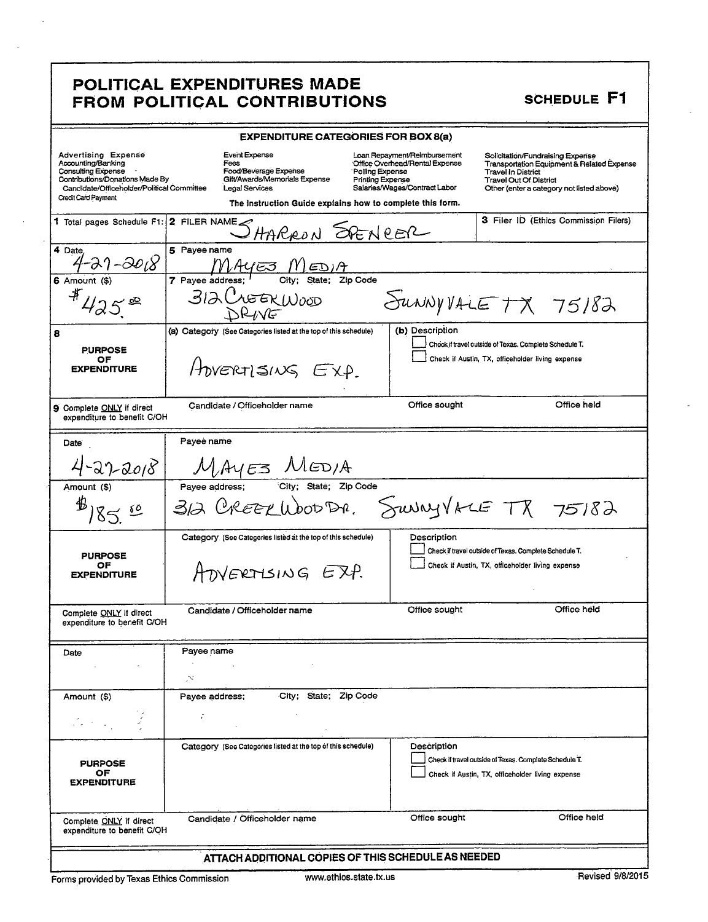# POLITICAL EXPENDITURES MADE FROM POLITICAL CONTRIBUTIONS

**SCHEDULE F1**

### EXPENDITURE CATEGORIES FOR BOX 8(a)

| | | | |
|---|---|---|---|
| Advertising Expense | Event Expense | Loan Repayment/Reimbursement | Solicitation/Fundraising Expense |
| Accounting/Banking | Fees | Office Overhead/Rental Expense | Transportation Equipment & Related Expense |
| Consulting Expense | Food/Beverage Expense | Polling Expense | Travel In District |
| Contributions/Donations Made By Candidate/Officeholder/Political Committee | Gift/Awards/Memorials Expense | Printing Expense | Travel Out Of District |
| Credit Card Payment | Legal Services | Salaries/Wages/Contract Labor | Other (enter a category not listed above) |

The Instruction Guide explains how to complete this form.

| | | |
|---|---|---|
| **1** Total pages Schedule F1: | **2** FILER NAME SHARRON SPENCER | **3** Filer ID (Ethics Commission Filers) |

| | |
|---|---|
| **4** Date 4-27-2018 | **5** Payee name MAYES MEDIA |
| **6** Amount ($) $425.00 | **7** Payee address; City; State; Zip Code 312 CREEKWOOD DRIVE SUNNYVALE TX 75182 |
| **8** PURPOSE OF EXPENDITURE | (a) Category (See Categories listed at the top of this schedule) ADVERTISING EXP. |
| | (b) Description ☐ Check if travel outside of Texas. Complete Schedule T. ☐ Check if Austin, TX, officeholder living expense |
| **9** Complete ONLY if direct expenditure to benefit C/OH | Candidate / Officeholder name — Office sought — Office held |

| | |
|---|---|
| Date 4-27-2018 | Payee name MAYES MEDIA |
| Amount ($) $185.50 | Payee address; City; State; Zip Code 312 CREEKWOOD DR. SUNNYVALE TX 75182 |
| PURPOSE OF EXPENDITURE | Category (See Categories listed at the top of this schedule) ADVERTISING EXP. |
| | Description ☐ Check if travel outside of Texas. Complete Schedule T. ☐ Check if Austin, TX, officeholder living expense |
| Complete ONLY if direct expenditure to benefit C/OH | Candidate / Officeholder name — Office sought — Office held |

| | |
|---|---|
| Date | Payee name |
| Amount ($) | Payee address; City; State; Zip Code |
| PURPOSE OF EXPENDITURE | Category (See Categories listed at the top of this schedule) |
| | Description ☐ Check if travel outside of Texas. Complete Schedule T. ☐ Check if Austin, TX, officeholder living expense |
| Complete ONLY if direct expenditure to benefit C/OH | Candidate / Officeholder name — Office sought — Office held |

**ATTACH ADDITIONAL COPIES OF THIS SCHEDULE AS NEEDED**

Forms provided by Texas Ethics Commission www.ethics.state.tx.us Revised 9/8/2015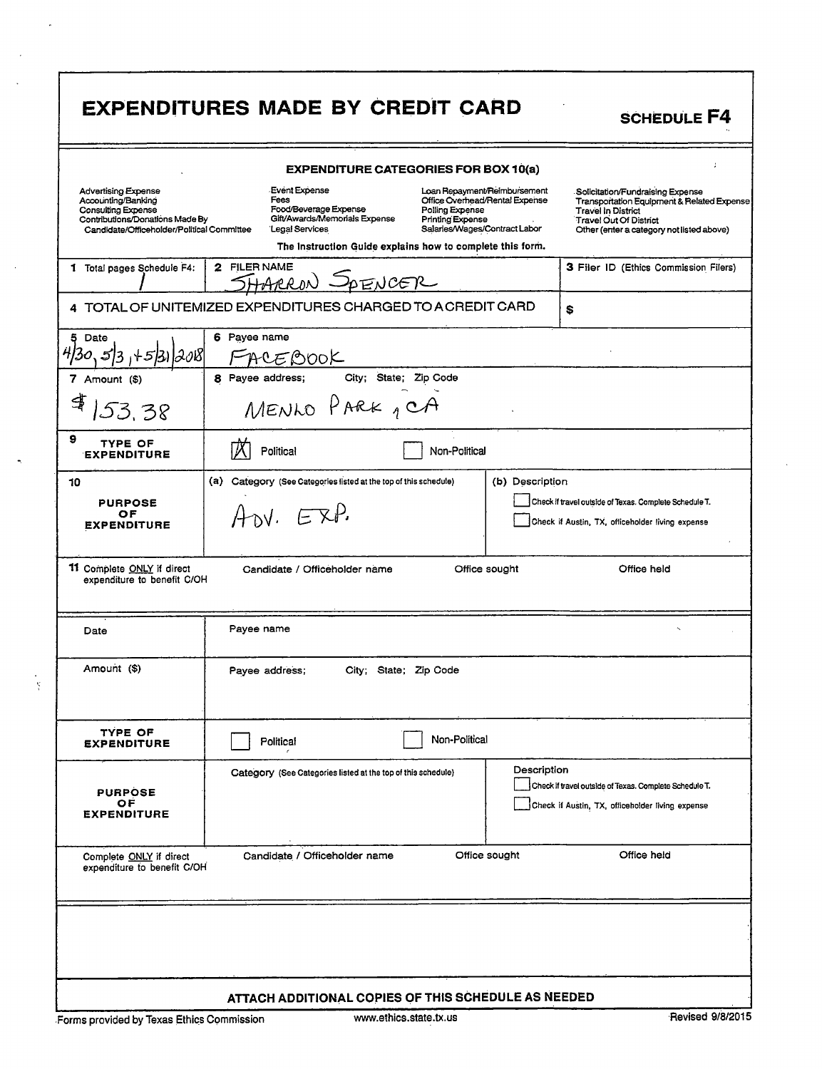# EXPENDITURES MADE BY CREDIT CARD

**SCHEDULE F4**

**EXPENDITURE CATEGORIES FOR BOX 10(a)**

| | | | |
|---|---|---|---|
| Advertising Expense | Event Expense | Loan Repayment/Reimbursement | Solicitation/Fundraising Expense |
| Accounting/Banking | Fees | Office Overhead/Rental Expense | Transportation Equipment & Related Expense |
| Consulting Expense | Food/Beverage Expense | Polling Expense | Travel In District |
| Contributions/Donations Made By Candidate/Officeholder/Political Committee | Gift/Awards/Memorials Expense | Printing Expense | Travel Out Of District |
| | Legal Services | Salaries/Wages/Contract Labor | Other (enter a category not listed above) |

**The Instruction Guide explains how to complete this form.**

| | | |
|---|---|---|
| 1 Total pages Schedule F4: 1 | 2 FILER NAME SHARRON SPENCER | 3 Filer ID (Ethics Commission Filers) |
| 4 TOTAL OF UNITEMIZED EXPENDITURES CHARGED TO A CREDIT CARD | | $ |

| | | |
|---|---|---|
| 5 Date 4/30, 5/3, + 5/31/2018 | 6 Payee name FACEBOOK | |
| 7 Amount ($) $153.38 | 8 Payee address; City; State; Zip Code MENLO PARK, CA | |
| 9 TYPE OF EXPENDITURE | [X] Political [ ] Non-Political | |
| 10 PURPOSE OF EXPENDITURE | (a) Category (See Categories listed at the top of this schedule) ADV. EXP. | (b) Description [ ] Check if travel outside of Texas. Complete Schedule T. [ ] Check if Austin, TX, officeholder living expense |
| 11 Complete ONLY if direct expenditure to benefit C/OH | Candidate / Officeholder name | Office sought / Office held |

| | | |
|---|---|---|
| Date | Payee name | |
| Amount ($) | Payee address; City; State; Zip Code | |
| TYPE OF EXPENDITURE | [ ] Political [ ] Non-Political | |
| PURPOSE OF EXPENDITURE | Category (See Categories listed at the top of this schedule) | Description [ ] Check if travel outside of Texas. Complete Schedule T. [ ] Check if Austin, TX, officeholder living expense |
| Complete ONLY if direct expenditure to benefit C/OH | Candidate / Officeholder name | Office sought / Office held |

**ATTACH ADDITIONAL COPIES OF THIS SCHEDULE AS NEEDED**

Forms provided by Texas Ethics Commission | www.ethics.state.tx.us | Revised 9/8/2015